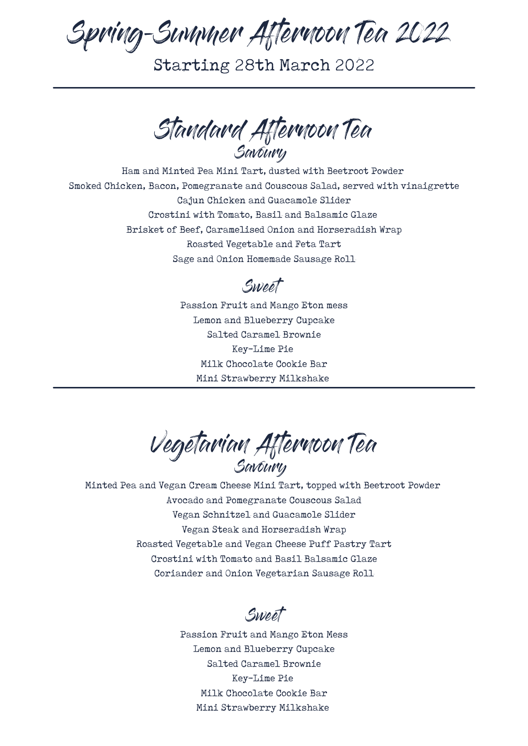# Spring-Summer Afternoon Tea 2022

Starting 28th March 2022

---

## Standard Afternoon Tea

### Savoury

Ham and Minted Pea Mini Tart, dusted with Beetroot Powder
Smoked Chicken, Bacon, Pomegranate and Couscous Salad, served with vinaigrette
Cajun Chicken and Guacamole Slider
Crostini with Tomato, Basil and Balsamic Glaze
Brisket of Beef, Caramelised Onion and Horseradish Wrap
Roasted Vegetable and Feta Tart
Sage and Onion Homemade Sausage Roll

### Sweet

Passion Fruit and Mango Eton mess
Lemon and Blueberry Cupcake
Salted Caramel Brownie
Key-Lime Pie
Milk Chocolate Cookie Bar
Mini Strawberry Milkshake

---

## Vegetarian Afternoon Tea

### Savoury

Minted Pea and Vegan Cream Cheese Mini Tart, topped with Beetroot Powder
Avocado and Pomegranate Couscous Salad
Vegan Schnitzel and Guacamole Slider
Vegan Steak and Horseradish Wrap
Roasted Vegetable and Vegan Cheese Puff Pastry Tart
Crostini with Tomato and Basil Balsamic Glaze
Coriander and Onion Vegetarian Sausage Roll

### Sweet

Passion Fruit and Mango Eton Mess
Lemon and Blueberry Cupcake
Salted Caramel Brownie
Key-Lime Pie
Milk Chocolate Cookie Bar
Mini Strawberry Milkshake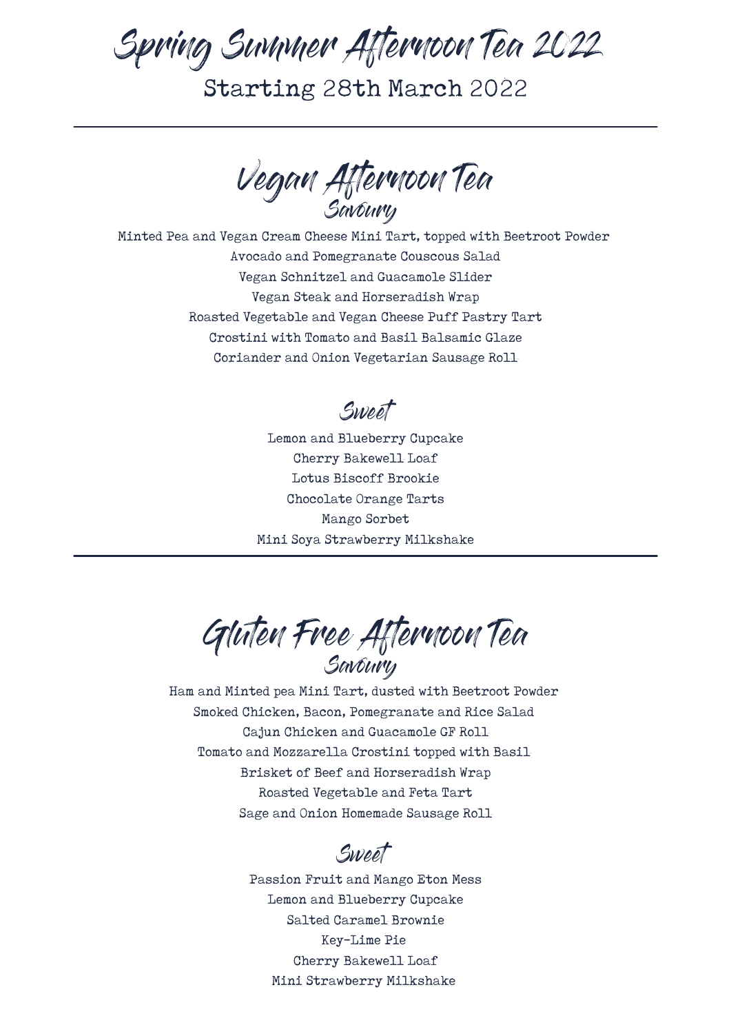# Spring Summer Afternoon Tea 2022

Starting 28th March 2022

---

## Vegan Afternoon Tea

### Savoury

Minted Pea and Vegan Cream Cheese Mini Tart, topped with Beetroot Powder
Avocado and Pomegranate Couscous Salad
Vegan Schnitzel and Guacamole Slider
Vegan Steak and Horseradish Wrap
Roasted Vegetable and Vegan Cheese Puff Pastry Tart
Crostini with Tomato and Basil Balsamic Glaze
Coriander and Onion Vegetarian Sausage Roll

### Sweet

Lemon and Blueberry Cupcake
Cherry Bakewell Loaf
Lotus Biscoff Brookie
Chocolate Orange Tarts
Mango Sorbet
Mini Soya Strawberry Milkshake

---

## Gluten Free Afternoon Tea

### Savoury

Ham and Minted pea Mini Tart, dusted with Beetroot Powder
Smoked Chicken, Bacon, Pomegranate and Rice Salad
Cajun Chicken and Guacamole GF Roll
Tomato and Mozzarella Crostini topped with Basil
Brisket of Beef and Horseradish Wrap
Roasted Vegetable and Feta Tart
Sage and Onion Homemade Sausage Roll

### Sweet

Passion Fruit and Mango Eton Mess
Lemon and Blueberry Cupcake
Salted Caramel Brownie
Key-Lime Pie
Cherry Bakewell Loaf
Mini Strawberry Milkshake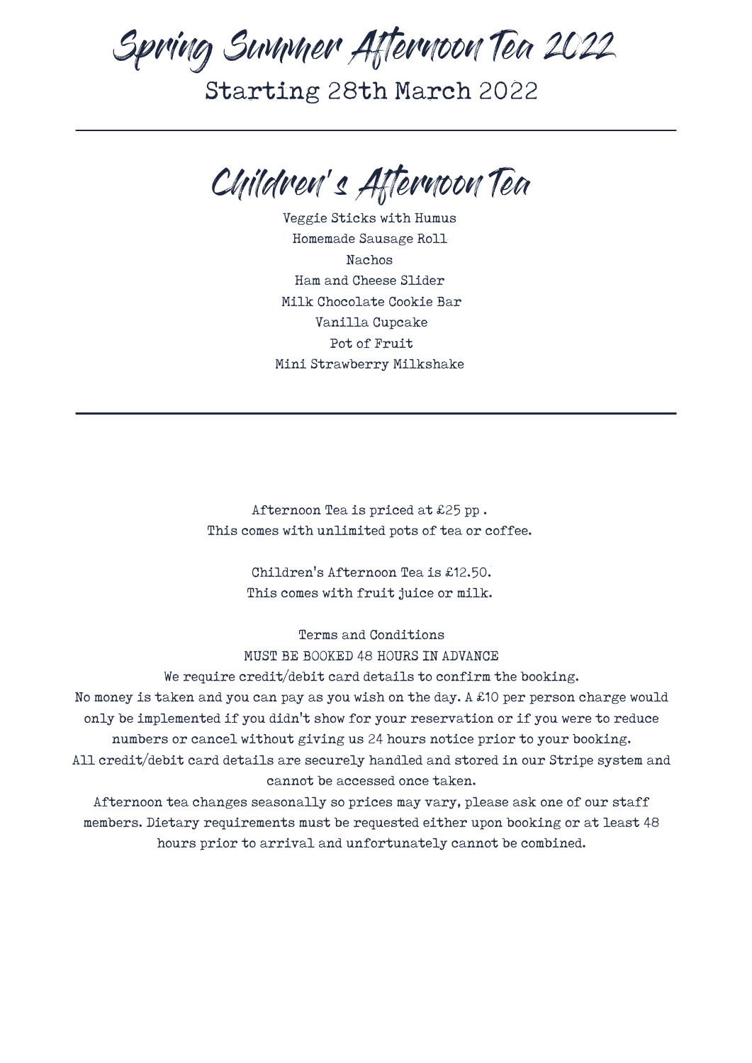# Spring Summer Afternoon Tea 2022

## Starting 28th March 2022

---

## Children's Afternoon Tea

Veggie Sticks with Humus
Homemade Sausage Roll
Nachos
Ham and Cheese Slider
Milk Chocolate Cookie Bar
Vanilla Cupcake
Pot of Fruit
Mini Strawberry Milkshake

---

Afternoon Tea is priced at £25 pp .
This comes with unlimited pots of tea or coffee.

Children's Afternoon Tea is £12.50.
This comes with fruit juice or milk.

Terms and Conditions
MUST BE BOOKED 48 HOURS IN ADVANCE
We require credit/debit card details to confirm the booking.
No money is taken and you can pay as you wish on the day. A £10 per person charge would only be implemented if you didn't show for your reservation or if you were to reduce numbers or cancel without giving us 24 hours notice prior to your booking.
All credit/debit card details are securely handled and stored in our Stripe system and cannot be accessed once taken.
Afternoon tea changes seasonally so prices may vary, please ask one of our staff members. Dietary requirements must be requested either upon booking or at least 48 hours prior to arrival and unfortunately cannot be combined.